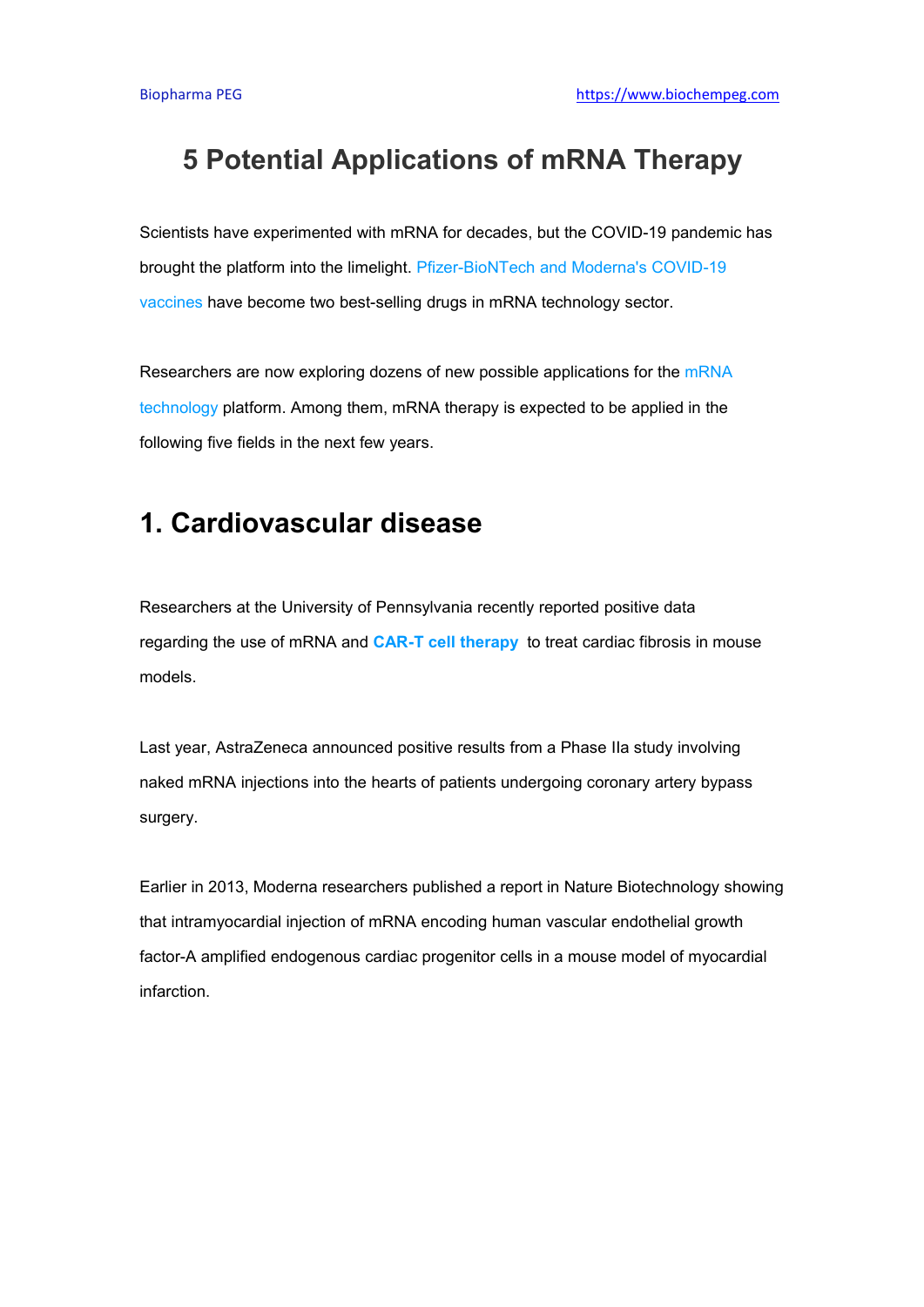# 5 Potential Applications of mRNA Therapy

Scientists have experimented with mRNA for decades, but the COVID-19 pandemic has brought the platform into the limelight. Pfizer-BioNTech and Moderna's COVID-19 vaccines have become two best-selling drugs in mRNA technology sector.

Researchers are now exploring dozens of new possible applications for the mRNA technology platform. Among them, mRNA therapy is expected to be applied in the following five fields in the next few years.

## 1. Cardiovascular disease

Researchers at the University of Pennsylvania recently reported positive data regarding the use of mRNA and **CAR-T cell therapy** to treat cardiac fibrosis in mouse models.

Last year, AstraZeneca announced positive results from a Phase IIa study involving naked mRNA injections into the hearts of patients undergoing coronary artery bypass surgery.

Earlier in 2013, Moderna researchers published a report in Nature Biotechnology showing that intramyocardial injection of mRNA encoding human vascular endothelial growth factor-A amplified endogenous cardiac progenitor cells in a mouse model of myocardial infarction.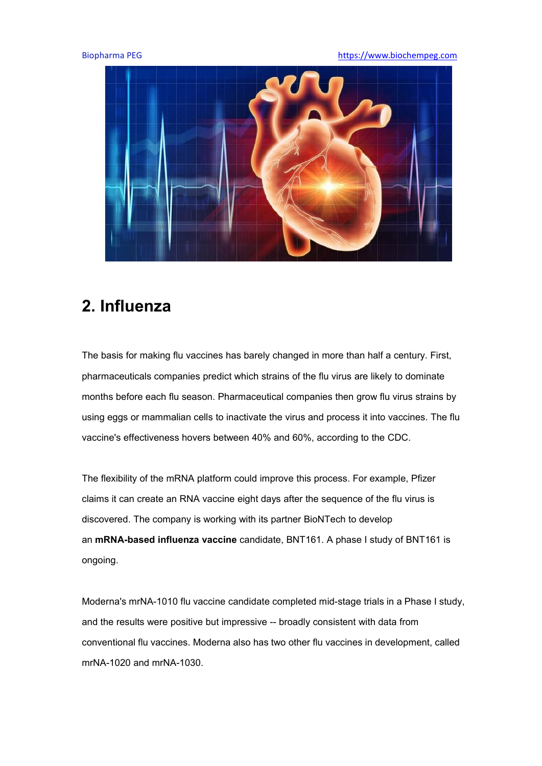## 2. Influenza

The basis for making flu vaccines has barely changed in more than half a century. First, pharmaceuticals companies predict which strains of the flu virus are likely to dominate months before each flu season. Pharmaceutical companies then grow flu virus strains by using eggs or mammalian cells to inactivate the virus and process it into vaccines. The flu vaccine's effectiveness hovers between 40% and 60%, according to the CDC.

The flexibility of the mRNA platform could improve this process. For example, Pfizer claims it can create an RNA vaccine eight days after the sequence of the flu virus is discovered. The company is working with its partner BioNTech to develop an **mRNA-based influenza vaccine** candidate, BNT161. A phase I study of BNT161 is ongoing.

Moderna's mrNA-1010 flu vaccine candidate completed mid-stage trials in a Phase I study, and the results were positive but impressive -- broadly consistent with data from conventional flu vaccines. Moderna also has two other flu vaccines in development, called mrNA-1020 and mrNA-1030.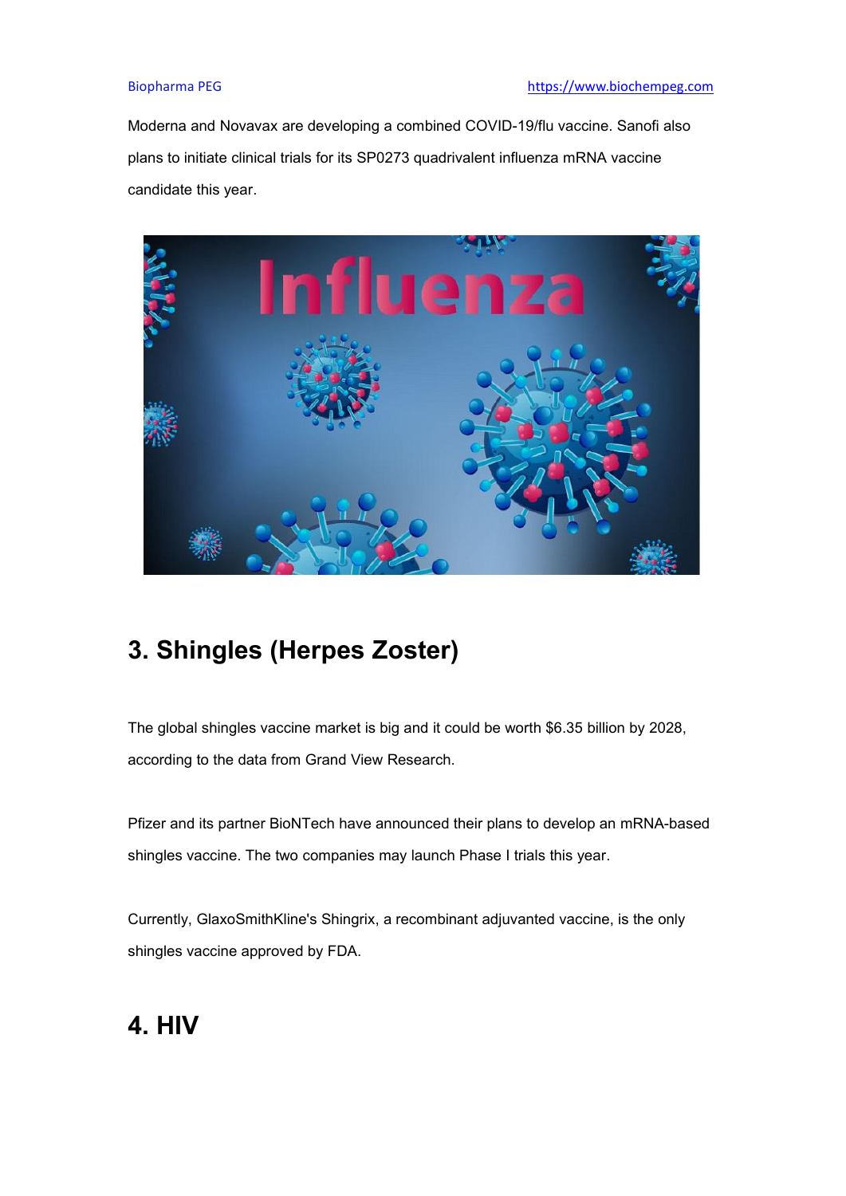Moderna and Novavax are developing a combined COVID-19/flu vaccine. Sanofi also plans to initiate clinical trials for its SP0273 quadrivalent influenza mRNA vaccine candidate this year.

## 3. Shingles (Herpes Zoster)

The global shingles vaccine market is big and it could be worth $6.35 billion by 2028, according to the data from Grand View Research.

Pfizer and its partner BioNTech have announced their plans to develop an mRNA-based shingles vaccine. The two companies may launch Phase I trials this year.

Currently, GlaxoSmithKline's Shingrix, a recombinant adjuvanted vaccine, is the only shingles vaccine approved by FDA.

## 4. HIV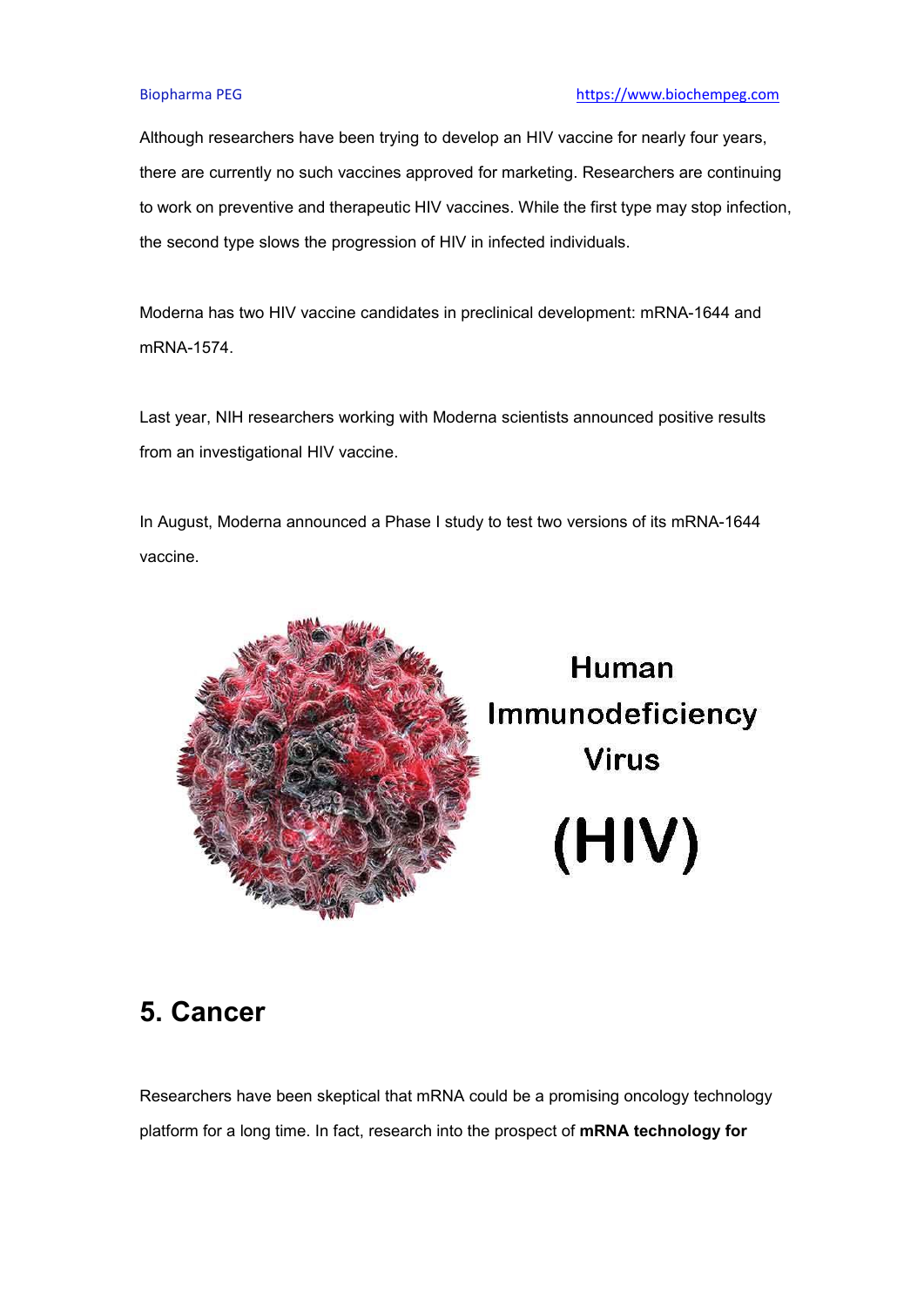Although researchers have been trying to develop an HIV vaccine for nearly four years, there are currently no such vaccines approved for marketing. Researchers are continuing to work on preventive and therapeutic HIV vaccines. While the first type may stop infection, the second type slows the progression of HIV in infected individuals.

Moderna has two HIV vaccine candidates in preclinical development: mRNA-1644 and mRNA-1574.

Last year, NIH researchers working with Moderna scientists announced positive results from an investigational HIV vaccine.

In August, Moderna announced a Phase I study to test two versions of its mRNA-1644 vaccine.

## 5. Cancer

Researchers have been skeptical that mRNA could be a promising oncology technology platform for a long time. In fact, research into the prospect of **mRNA technology for**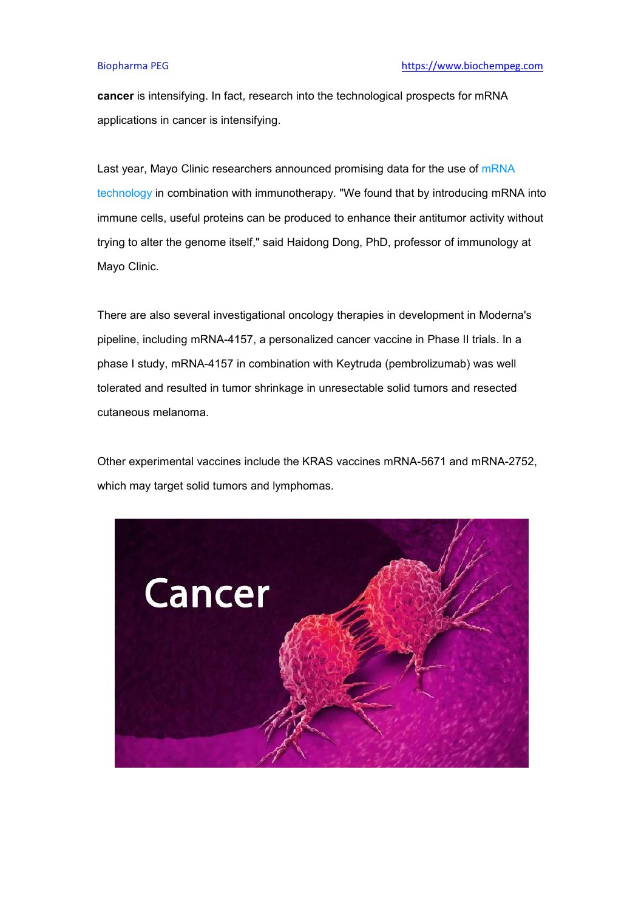**cancer** is intensifying. In fact, research into the technological prospects for mRNA applications in cancer is intensifying.

Last year, Mayo Clinic researchers announced promising data for the use of mRNA technology in combination with immunotherapy. "We found that by introducing mRNA into immune cells, useful proteins can be produced to enhance their antitumor activity without trying to alter the genome itself," said Haidong Dong, PhD, professor of immunology at Mayo Clinic.

There are also several investigational oncology therapies in development in Moderna's pipeline, including mRNA-4157, a personalized cancer vaccine in Phase II trials. In a phase I study, mRNA-4157 in combination with Keytruda (pembrolizumab) was well tolerated and resulted in tumor shrinkage in unresectable solid tumors and resected cutaneous melanoma.

Other experimental vaccines include the KRAS vaccines mRNA-5671 and mRNA-2752, which may target solid tumors and lymphomas.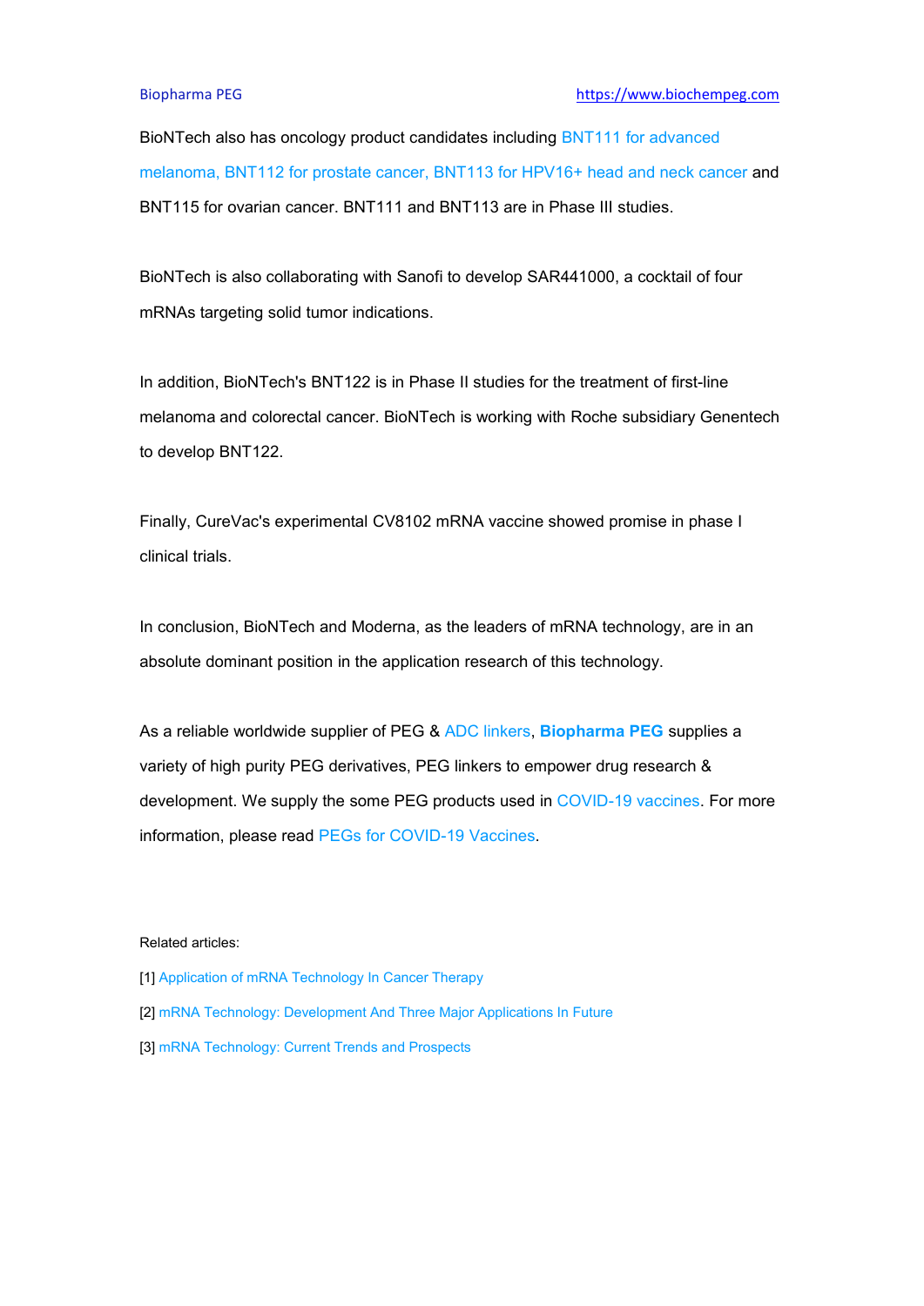BioNTech also has oncology product candidates including BNT111 for advanced melanoma, BNT112 for prostate cancer, BNT113 for HPV16+ head and neck cancer and BNT115 for ovarian cancer. BNT111 and BNT113 are in Phase III studies.

BioNTech is also collaborating with Sanofi to develop SAR441000, a cocktail of four mRNAs targeting solid tumor indications.

In addition, BioNTech's BNT122 is in Phase II studies for the treatment of first-line melanoma and colorectal cancer. BioNTech is working with Roche subsidiary Genentech to develop BNT122.

Finally, CureVac's experimental CV8102 mRNA vaccine showed promise in phase I clinical trials.

In conclusion, BioNTech and Moderna, as the leaders of mRNA technology, are in an absolute dominant position in the application research of this technology.

As a reliable worldwide supplier of PEG & ADC linkers, **Biopharma PEG** supplies a variety of high purity PEG derivatives, PEG linkers to empower drug research & development. We supply the some PEG products used in COVID-19 vaccines. For more information, please read PEGs for COVID-19 Vaccines.

Related articles:

[1] Application of mRNA Technology In Cancer Therapy

[2] mRNA Technology: Development And Three Major Applications In Future

[3] mRNA Technology: Current Trends and Prospects